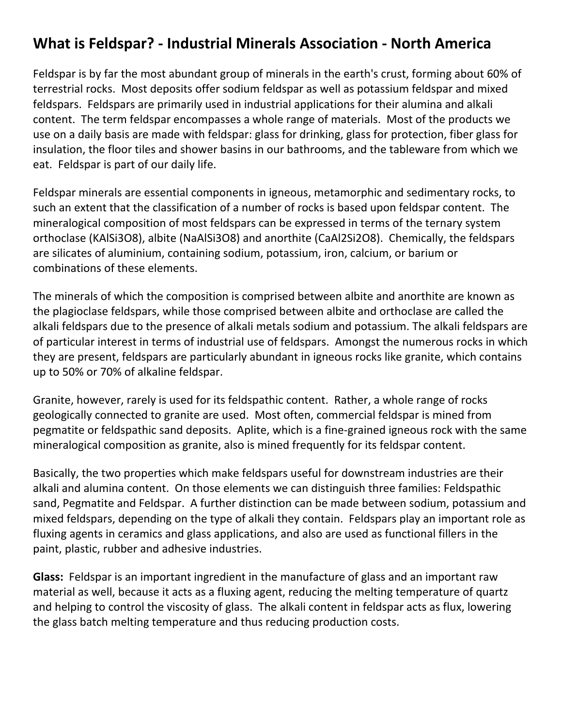# What is Feldspar? - Industrial Minerals Association - North America

Feldspar is by far the most abundant group of minerals in the earth's crust, forming about 60% of terrestrial rocks. Most deposits offer sodium feldspar as well as potassium feldspar and mixed feldspars. Feldspars are primarily used in industrial applications for their alumina and alkali content. The term feldspar encompasses a whole range of materials. Most of the products we use on a daily basis are made with feldspar: glass for drinking, glass for protection, fiber glass for insulation, the floor tiles and shower basins in our bathrooms, and the tableware from which we eat. Feldspar is part of our daily life.

Feldspar minerals are essential components in igneous, metamorphic and sedimentary rocks, to such an extent that the classification of a number of rocks is based upon feldspar content. The mineralogical composition of most feldspars can be expressed in terms of the ternary system orthoclase ($KAlSi_3O_8$), albite ($NaAlSi_3O_8$) and anorthite ($CaAl_2Si_2O_8$). Chemically, the feldspars are silicates of aluminium, containing sodium, potassium, iron, calcium, or barium or combinations of these elements.

The minerals of which the composition is comprised between albite and anorthite are known as the plagioclase feldspars, while those comprised between albite and orthoclase are called the alkali feldspars due to the presence of alkali metals sodium and potassium. The alkali feldspars are of particular interest in terms of industrial use of feldspars. Amongst the numerous rocks in which they are present, feldspars are particularly abundant in igneous rocks like granite, which contains up to 50% or 70% of alkaline feldspar.

Granite, however, rarely is used for its feldspathic content. Rather, a whole range of rocks geologically connected to granite are used. Most often, commercial feldspar is mined from pegmatite or feldspathic sand deposits. Aplite, which is a fine-grained igneous rock with the same mineralogical composition as granite, also is mined frequently for its feldspar content.

Basically, the two properties which make feldspars useful for downstream industries are their alkali and alumina content. On those elements we can distinguish three families: Feldspathic sand, Pegmatite and Feldspar. A further distinction can be made between sodium, potassium and mixed feldspars, depending on the type of alkali they contain. Feldspars play an important role as fluxing agents in ceramics and glass applications, and also are used as functional fillers in the paint, plastic, rubber and adhesive industries.

**Glass:** Feldspar is an important ingredient in the manufacture of glass and an important raw material as well, because it acts as a fluxing agent, reducing the melting temperature of quartz and helping to control the viscosity of glass. The alkali content in feldspar acts as flux, lowering the glass batch melting temperature and thus reducing production costs.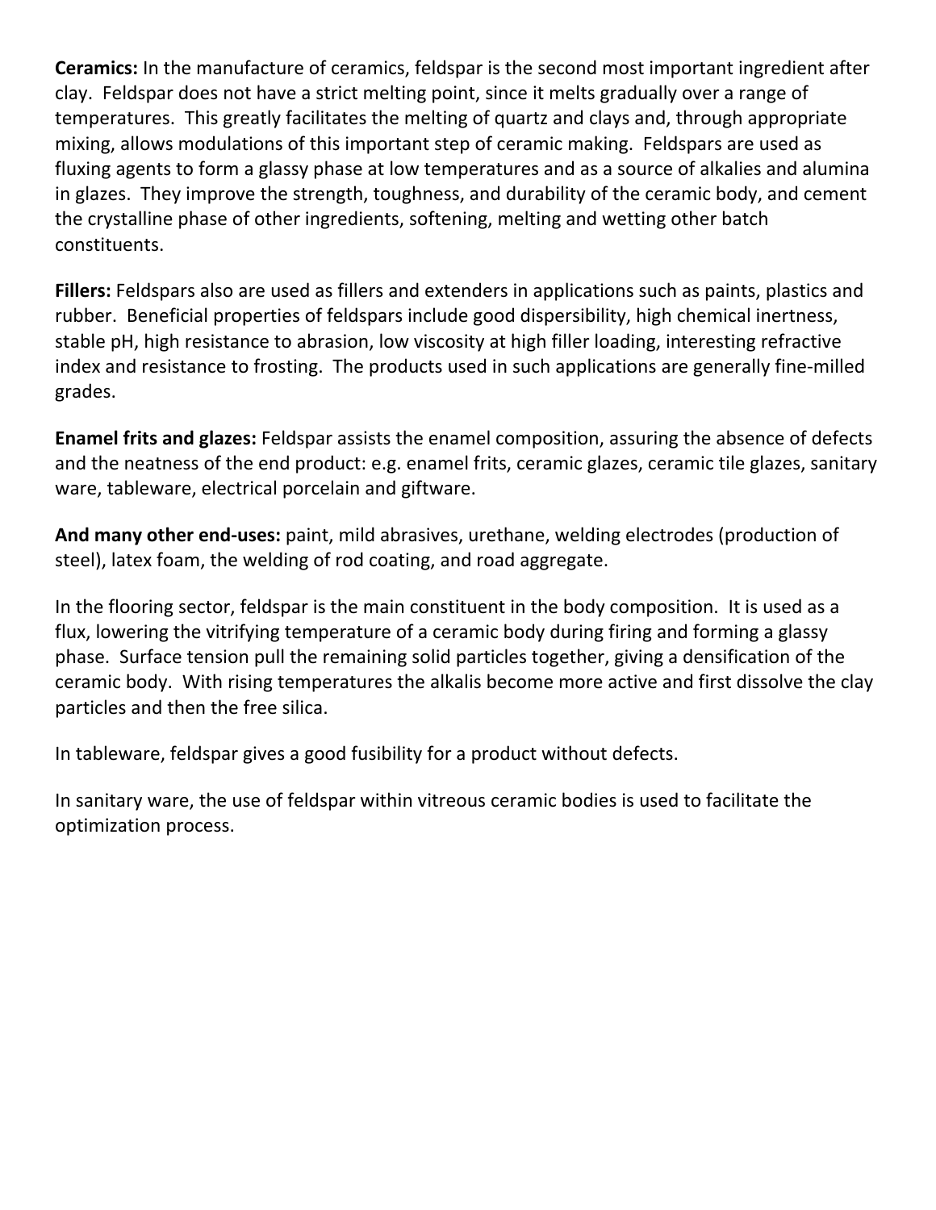**Ceramics:** In the manufacture of ceramics, feldspar is the second most important ingredient after clay. Feldspar does not have a strict melting point, since it melts gradually over a range of temperatures. This greatly facilitates the melting of quartz and clays and, through appropriate mixing, allows modulations of this important step of ceramic making. Feldspars are used as fluxing agents to form a glassy phase at low temperatures and as a source of alkalies and alumina in glazes. They improve the strength, toughness, and durability of the ceramic body, and cement the crystalline phase of other ingredients, softening, melting and wetting other batch constituents.

**Fillers:** Feldspars also are used as fillers and extenders in applications such as paints, plastics and rubber. Beneficial properties of feldspars include good dispersibility, high chemical inertness, stable pH, high resistance to abrasion, low viscosity at high filler loading, interesting refractive index and resistance to frosting. The products used in such applications are generally fine-milled grades.

**Enamel frits and glazes:** Feldspar assists the enamel composition, assuring the absence of defects and the neatness of the end product: e.g. enamel frits, ceramic glazes, ceramic tile glazes, sanitary ware, tableware, electrical porcelain and giftware.

**And many other end-uses:** paint, mild abrasives, urethane, welding electrodes (production of steel), latex foam, the welding of rod coating, and road aggregate.

In the flooring sector, feldspar is the main constituent in the body composition. It is used as a flux, lowering the vitrifying temperature of a ceramic body during firing and forming a glassy phase. Surface tension pull the remaining solid particles together, giving a densification of the ceramic body. With rising temperatures the alkalis become more active and first dissolve the clay particles and then the free silica.

In tableware, feldspar gives a good fusibility for a product without defects.

In sanitary ware, the use of feldspar within vitreous ceramic bodies is used to facilitate the optimization process.